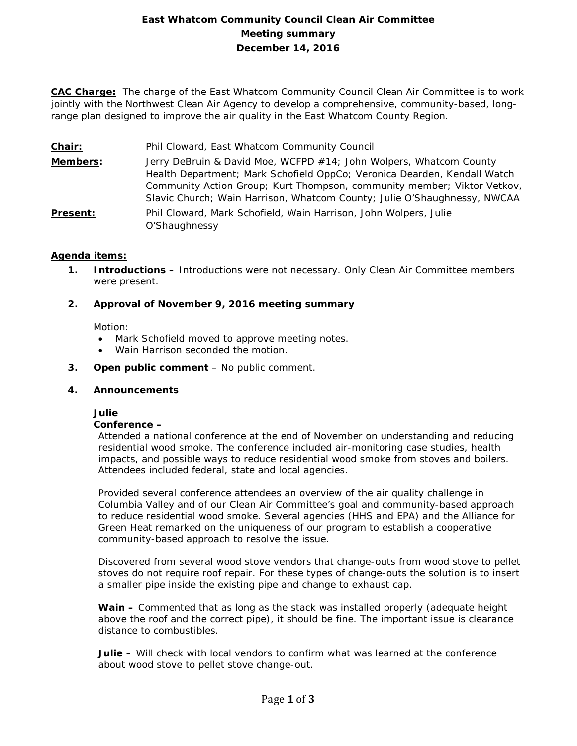# East Whatcom Community Council Clean Air Committee
## Meeting summary
## December 14, 2016

**CAC Charge:** The charge of the East Whatcom Community Council Clean Air Committee is to work jointly with the Northwest Clean Air Agency to develop a comprehensive, community-based, long-range plan designed to improve the air quality in the East Whatcom County Region.

**Chair:** Phil Cloward, East Whatcom Community Council

**Members:** Jerry DeBruin & David Moe, WCFPD #14; John Wolpers, Whatcom County Health Department; Mark Schofield OppCo; Veronica Dearden, Kendall Watch Community Action Group; Kurt Thompson, community member; Viktor Vetkov, Slavic Church; Wain Harrison, Whatcom County; Julie O'Shaughnessy, NWCAA

**Present:** Phil Cloward, Mark Schofield, Wain Harrison, John Wolpers, Julie O'Shaughnessy

**Agenda items:**

1. **Introductions –** Introductions were not necessary. Only Clean Air Committee members were present.

2. **Approval of November 9, 2016 meeting summary**

   Motion:
   - Mark Schofield moved to approve meeting notes.
   - Wain Harrison seconded the motion.

3. **Open public comment** – No public comment.

4. **Announcements**

   **Julie**
   **Conference –**
   Attended a national conference at the end of November on understanding and reducing residential wood smoke. The conference included air-monitoring case studies, health impacts, and possible ways to reduce residential wood smoke from stoves and boilers. Attendees included federal, state and local agencies.

   Provided several conference attendees an overview of the air quality challenge in Columbia Valley and of our Clean Air Committee's goal and community-based approach to reduce residential wood smoke. Several agencies (HHS and EPA) and the Alliance for Green Heat remarked on the uniqueness of our program to establish a cooperative community-based approach to resolve the issue.

   Discovered from several wood stove vendors that change-outs from wood stove to pellet stoves do not require roof repair. For these types of change-outs the solution is to insert a smaller pipe inside the existing pipe and change to exhaust cap.

   **Wain –** Commented that as long as the stack was installed properly (adequate height above the roof and the correct pipe), it should be fine. The important issue is clearance distance to combustibles.

   **Julie –** Will check with local vendors to confirm what was learned at the conference about wood stove to pellet stove change-out.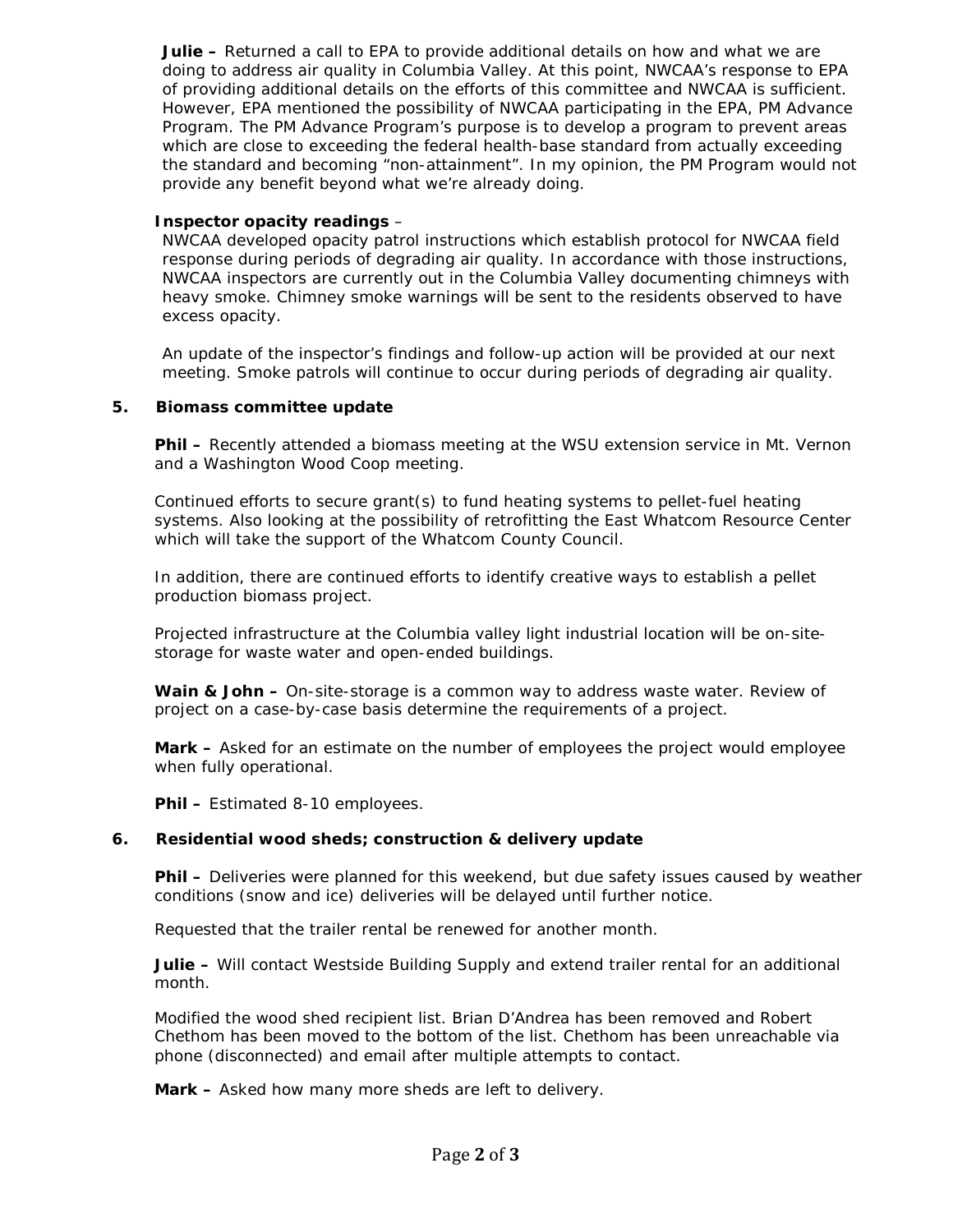**Julie –** Returned a call to EPA to provide additional details on how and what we are doing to address air quality in Columbia Valley. At this point, NWCAA's response to EPA of providing additional details on the efforts of this committee and NWCAA is sufficient. However, EPA mentioned the possibility of NWCAA participating in the EPA, PM Advance Program. The PM Advance Program's purpose is to develop a program to prevent areas which are close to exceeding the federal health-base standard from actually exceeding the standard and becoming "non-attainment". In my opinion, the PM Program would not provide any benefit beyond what we're already doing.

**Inspector opacity readings** –

NWCAA developed opacity patrol instructions which establish protocol for NWCAA field response during periods of degrading air quality. In accordance with those instructions, NWCAA inspectors are currently out in the Columbia Valley documenting chimneys with heavy smoke. Chimney smoke warnings will be sent to the residents observed to have excess opacity.

An update of the inspector's findings and follow-up action will be provided at our next meeting. Smoke patrols will continue to occur during periods of degrading air quality.

**5. Biomass committee update**

**Phil –** Recently attended a biomass meeting at the WSU extension service in Mt. Vernon and a Washington Wood Coop meeting.

Continued efforts to secure grant(s) to fund heating systems to pellet-fuel heating systems. Also looking at the possibility of retrofitting the East Whatcom Resource Center which will take the support of the Whatcom County Council.

In addition, there are continued efforts to identify creative ways to establish a pellet production biomass project.

Projected infrastructure at the Columbia valley light industrial location will be on-site-storage for waste water and open-ended buildings.

**Wain & John –** On-site-storage is a common way to address waste water. Review of project on a case-by-case basis determine the requirements of a project.

**Mark –** Asked for an estimate on the number of employees the project would employee when fully operational.

**Phil –** Estimated 8-10 employees.

**6. Residential wood sheds; construction & delivery update**

**Phil –** Deliveries were planned for this weekend, but due safety issues caused by weather conditions (snow and ice) deliveries will be delayed until further notice.

Requested that the trailer rental be renewed for another month.

**Julie –** Will contact Westside Building Supply and extend trailer rental for an additional month.

Modified the wood shed recipient list. Brian D'Andrea has been removed and Robert Chethom has been moved to the bottom of the list. Chethom has been unreachable via phone (disconnected) and email after multiple attempts to contact.

**Mark –** Asked how many more sheds are left to delivery.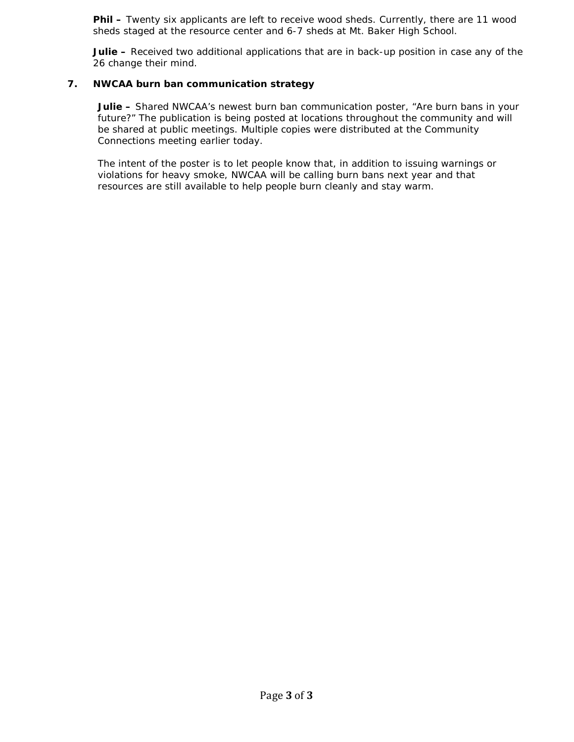**Phil –** Twenty six applicants are left to receive wood sheds. Currently, there are 11 wood sheds staged at the resource center and 6-7 sheds at Mt. Baker High School.

**Julie –** Received two additional applications that are in back-up position in case any of the 26 change their mind.

**7. NWCAA burn ban communication strategy**

**Julie –** Shared NWCAA's newest burn ban communication poster, "Are burn bans in your future?" The publication is being posted at locations throughout the community and will be shared at public meetings. Multiple copies were distributed at the Community Connections meeting earlier today.

The intent of the poster is to let people know that, in addition to issuing warnings or violations for heavy smoke, NWCAA will be calling burn bans next year and that resources are still available to help people burn cleanly and stay warm.